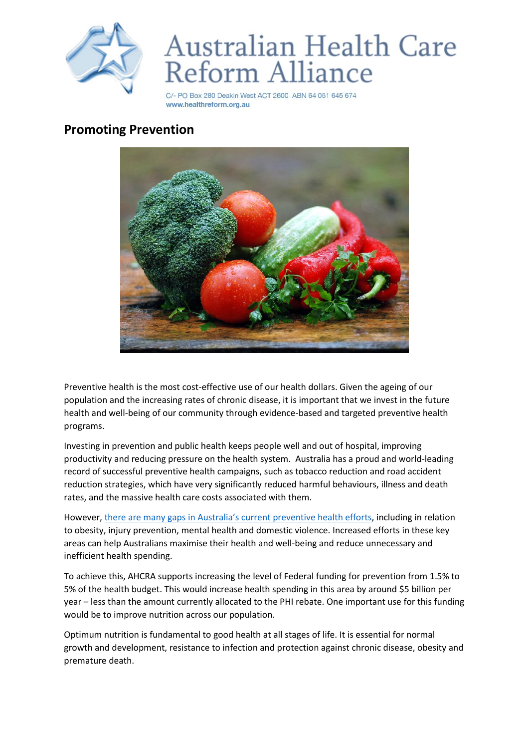# Australian Health Care Reform Alliance

C/- PO Box 280 Deakin West ACT 2600 ABN 64 051 645 674
www.healthreform.org.au

## Promoting Prevention

Preventive health is the most cost-effective use of our health dollars. Given the ageing of our population and the increasing rates of chronic disease, it is important that we invest in the future health and well-being of our community through evidence-based and targeted preventive health programs.

Investing in prevention and public health keeps people well and out of hospital, improving productivity and reducing pressure on the health system. Australia has a proud and world-leading record of successful preventive health campaigns, such as tobacco reduction and road accident reduction strategies, which have very significantly reduced harmful behaviours, illness and death rates, and the massive health care costs associated with them.

However, there are many gaps in Australia's current preventive health efforts, including in relation to obesity, injury prevention, mental health and domestic violence. Increased efforts in these key areas can help Australians maximise their health and well-being and reduce unnecessary and inefficient health spending.

To achieve this, AHCRA supports increasing the level of Federal funding for prevention from 1.5% to 5% of the health budget. This would increase health spending in this area by around $5 billion per year – less than the amount currently allocated to the PHI rebate. One important use for this funding would be to improve nutrition across our population.

Optimum nutrition is fundamental to good health at all stages of life. It is essential for normal growth and development, resistance to infection and protection against chronic disease, obesity and premature death.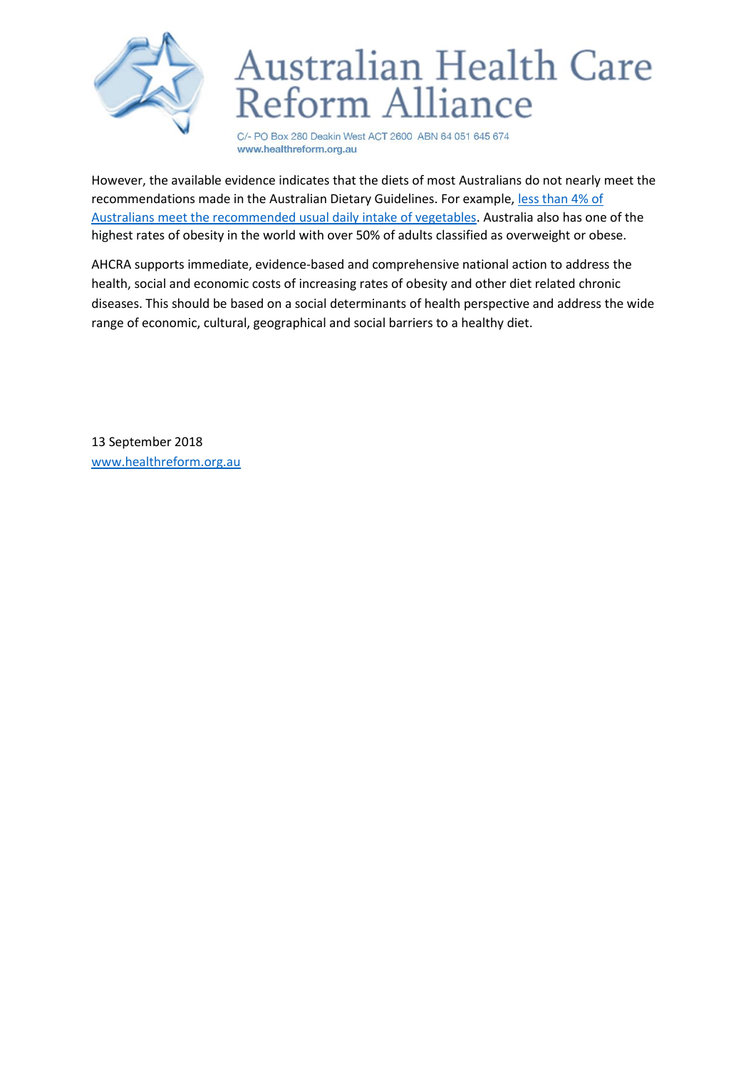However, the available evidence indicates that the diets of most Australians do not nearly meet the recommendations made in the Australian Dietary Guidelines. For example, less than 4% of Australians meet the recommended usual daily intake of vegetables. Australia also has one of the highest rates of obesity in the world with over 50% of adults classified as overweight or obese.

AHCRA supports immediate, evidence-based and comprehensive national action to address the health, social and economic costs of increasing rates of obesity and other diet related chronic diseases. This should be based on a social determinants of health perspective and address the wide range of economic, cultural, geographical and social barriers to a healthy diet.

13 September 2018
www.healthreform.org.au